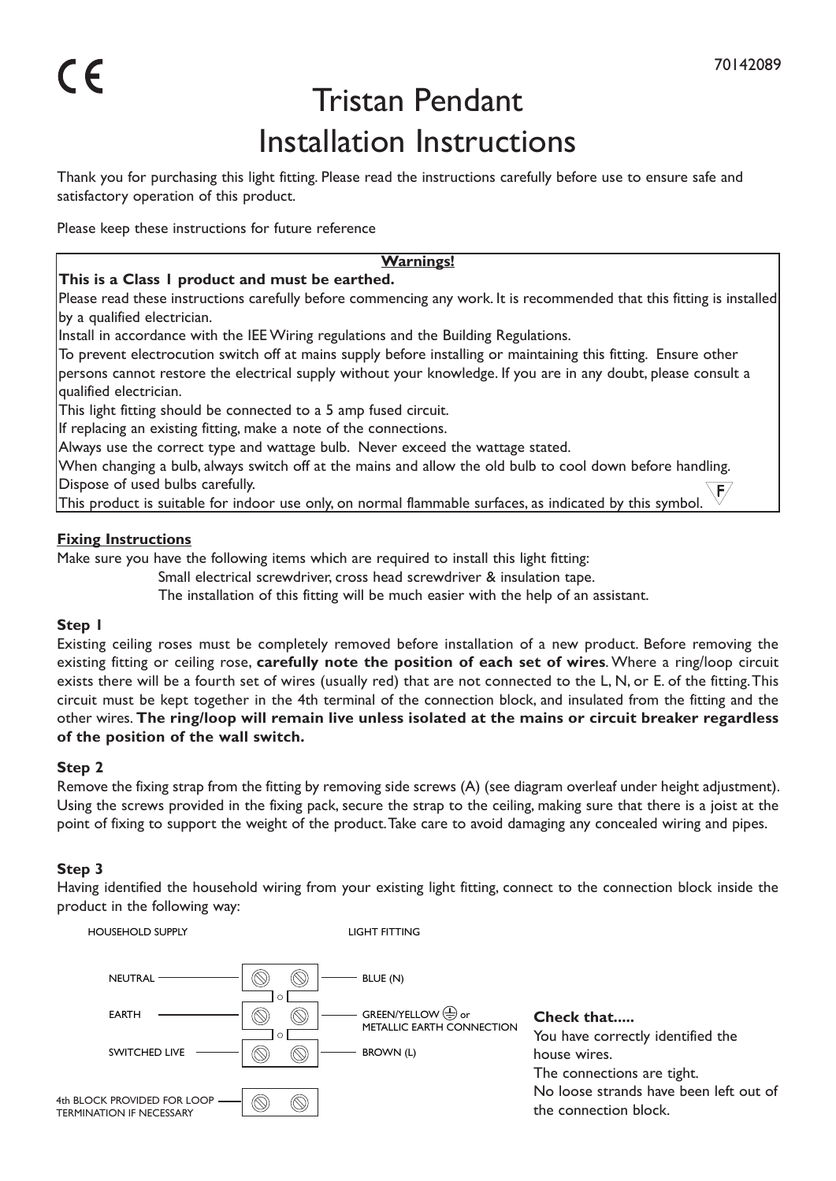70142089

# Tristan Pendant
# Installation Instructions

Thank you for purchasing this light fitting. Please read the instructions carefully before use to ensure safe and satisfactory operation of this product.

Please keep these instructions for future reference

**Warnings!**

**This is a Class 1 product and must be earthed.**

Please read these instructions carefully before commencing any work. It is recommended that this fitting is installed by a qualified electrician.

Install in accordance with the IEE Wiring regulations and the Building Regulations.

To prevent electrocution switch off at mains supply before installing or maintaining this fitting. Ensure other persons cannot restore the electrical supply without your knowledge. If you are in any doubt, please consult a qualified electrician.

This light fitting should be connected to a 5 amp fused circuit.

If replacing an existing fitting, make a note of the connections.

Always use the correct type and wattage bulb. Never exceed the wattage stated.

When changing a bulb, always switch off at the mains and allow the old bulb to cool down before handling.

Dispose of used bulbs carefully.

This product is suitable for indoor use only, on normal flammable surfaces, as indicated by this symbol. F

## Fixing Instructions

Make sure you have the following items which are required to install this light fitting:

Small electrical screwdriver, cross head screwdriver & insulation tape.

The installation of this fitting will be much easier with the help of an assistant.

### Step 1

Existing ceiling roses must be completely removed before installation of a new product. Before removing the existing fitting or ceiling rose, **carefully note the position of each set of wires**. Where a ring/loop circuit exists there will be a fourth set of wires (usually red) that are not connected to the L, N, or E. of the fitting. This circuit must be kept together in the 4th terminal of the connection block, and insulated from the fitting and the other wires. **The ring/loop will remain live unless isolated at the mains or circuit breaker regardless of the position of the wall switch.**

### Step 2

Remove the fixing strap from the fitting by removing side screws (A) (see diagram overleaf under height adjustment). Using the screws provided in the fixing pack, secure the strap to the ceiling, making sure that there is a joist at the point of fixing to support the weight of the product. Take care to avoid damaging any concealed wiring and pipes.

### Step 3

Having identified the household wiring from your existing light fitting, connect to the connection block inside the product in the following way:

| HOUSEHOLD SUPPLY | LIGHT FITTING |
|---|---|
| NEUTRAL | BLUE (N) |
| EARTH | GREEN/YELLOW ⏚ or METALLIC EARTH CONNECTION |
| SWITCHED LIVE | BROWN (L) |
| 4th BLOCK PROVIDED FOR LOOP TERMINATION IF NECESSARY | |

**Check that.....**

You have correctly identified the house wires.

The connections are tight.

No loose strands have been left out of the connection block.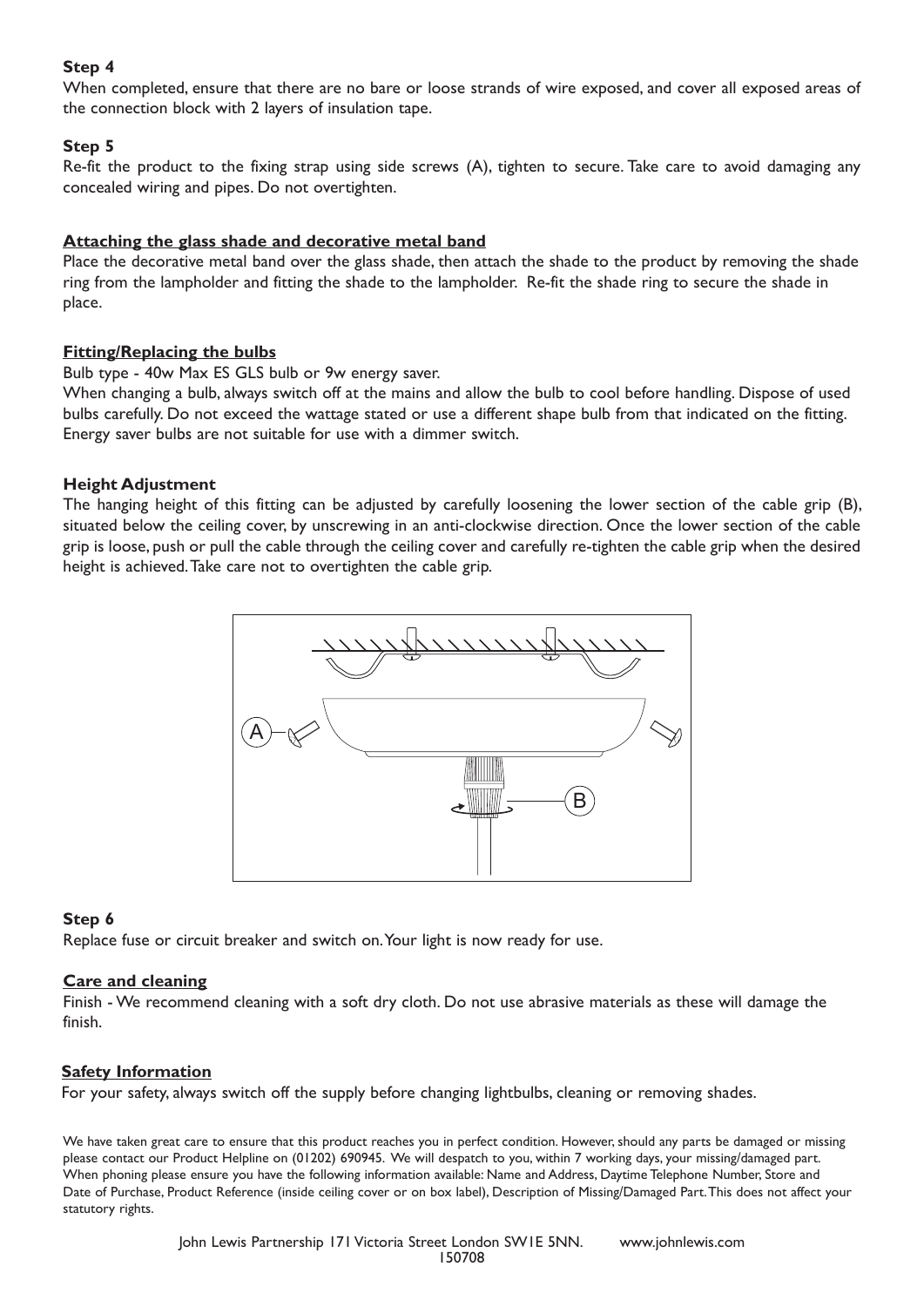**Step 4**

When completed, ensure that there are no bare or loose strands of wire exposed, and cover all exposed areas of the connection block with 2 layers of insulation tape.

**Step 5**

Re-fit the product to the fixing strap using side screws (A), tighten to secure. Take care to avoid damaging any concealed wiring and pipes. Do not overtighten.

**Attaching the glass shade and decorative metal band**

Place the decorative metal band over the glass shade, then attach the shade to the product by removing the shade ring from the lampholder and fitting the shade to the lampholder. Re-fit the shade ring to secure the shade in place.

**Fitting/Replacing the bulbs**

Bulb type - 40w Max ES GLS bulb or 9w energy saver.
When changing a bulb, always switch off at the mains and allow the bulb to cool before handling. Dispose of used bulbs carefully. Do not exceed the wattage stated or use a different shape bulb from that indicated on the fitting. Energy saver bulbs are not suitable for use with a dimmer switch.

**Height Adjustment**

The hanging height of this fitting can be adjusted by carefully loosening the lower section of the cable grip (B), situated below the ceiling cover, by unscrewing in an anti-clockwise direction. Once the lower section of the cable grip is loose, push or pull the cable through the ceiling cover and carefully re-tighten the cable grip when the desired height is achieved. Take care not to overtighten the cable grip.

A

B

**Step 6**

Replace fuse or circuit breaker and switch on. Your light is now ready for use.

**Care and cleaning**

Finish - We recommend cleaning with a soft dry cloth. Do not use abrasive materials as these will damage the finish.

**Safety Information**

For your safety, always switch off the supply before changing lightbulbs, cleaning or removing shades.

We have taken great care to ensure that this product reaches you in perfect condition. However, should any parts be damaged or missing please contact our Product Helpline on (01202) 690945. We will despatch to you, within 7 working days, your missing/damaged part. When phoning please ensure you have the following information available: Name and Address, Daytime Telephone Number, Store and Date of Purchase, Product Reference (inside ceiling cover or on box label), Description of Missing/Damaged Part. This does not affect your statutory rights.

John Lewis Partnership 171 Victoria Street London SW1E 5NN. www.johnlewis.com
150708